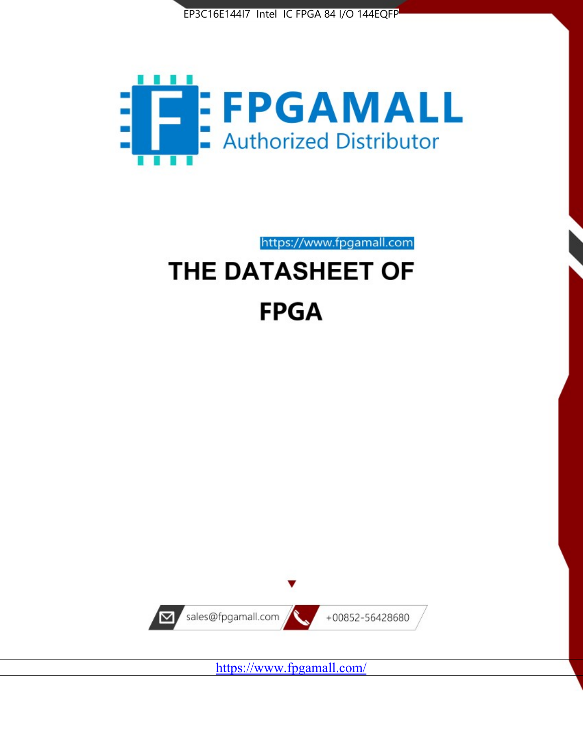EP3C16E144I7 Intel IC FPGA 84 I/O 144EQFP

FPGAMALL

Authorized Distributor

https://www.fpgamall.com

# THE DATASHEET OF

# FPGA

sales@fpgamall.com

+00852-56428680

https://www.fpgamall.com/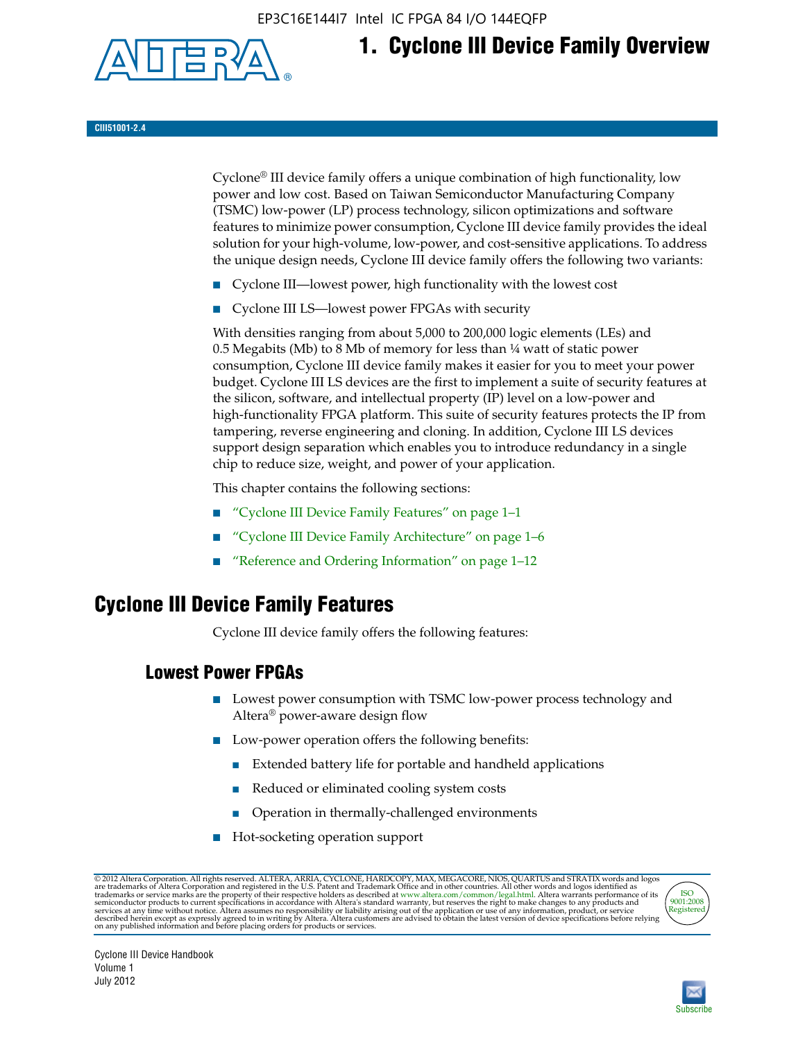# 1. Cyclone III Device Family Overview

CIII51001-2.4

Cyclone® III device family offers a unique combination of high functionality, low power and low cost. Based on Taiwan Semiconductor Manufacturing Company (TSMC) low-power (LP) process technology, silicon optimizations and software features to minimize power consumption, Cyclone III device family provides the ideal solution for your high-volume, low-power, and cost-sensitive applications. To address the unique design needs, Cyclone III device family offers the following two variants:

- Cyclone III—lowest power, high functionality with the lowest cost
- Cyclone III LS—lowest power FPGAs with security

With densities ranging from about 5,000 to 200,000 logic elements (LEs) and 0.5 Megabits (Mb) to 8 Mb of memory for less than ¼ watt of static power consumption, Cyclone III device family makes it easier for you to meet your power budget. Cyclone III LS devices are the first to implement a suite of security features at the silicon, software, and intellectual property (IP) level on a low-power and high-functionality FPGA platform. This suite of security features protects the IP from tampering, reverse engineering and cloning. In addition, Cyclone III LS devices support design separation which enables you to introduce redundancy in a single chip to reduce size, weight, and power of your application.

This chapter contains the following sections:

- "Cyclone III Device Family Features" on page 1–1
- "Cyclone III Device Family Architecture" on page 1–6
- "Reference and Ordering Information" on page 1–12

## Cyclone III Device Family Features

Cyclone III device family offers the following features:

### Lowest Power FPGAs

- Lowest power consumption with TSMC low-power process technology and Altera® power-aware design flow
- Low-power operation offers the following benefits:
  - Extended battery life for portable and handheld applications
  - Reduced or eliminated cooling system costs
  - Operation in thermally-challenged environments
- Hot-socketing operation support

© 2012 Altera Corporation. All rights reserved. ALTERA, ARRIA, CYCLONE, HARDCOPY, MAX, MEGACORE, NIOS, QUARTUS and STRATIX words and logos are trademarks of Altera Corporation and registered in the U.S. Patent and Trademark Office and in other countries. All other words and logos identified as trademarks or service marks are the property of their respective holders as described at www.altera.com/common/legal.html. Altera warrants performance of its semiconductor products to current specifications in accordance with Altera's standard warranty, but reserves the right to make changes to any products and services at any time without notice. Altera assumes no responsibility or liability arising out of the application or use of any information, product, or service described herein except as expressly agreed to in writing by Altera. Altera customers are advised to obtain the latest version of device specifications before relying on any published information and before placing orders for products or services.

Cyclone III Device Handbook
Volume 1
July 2012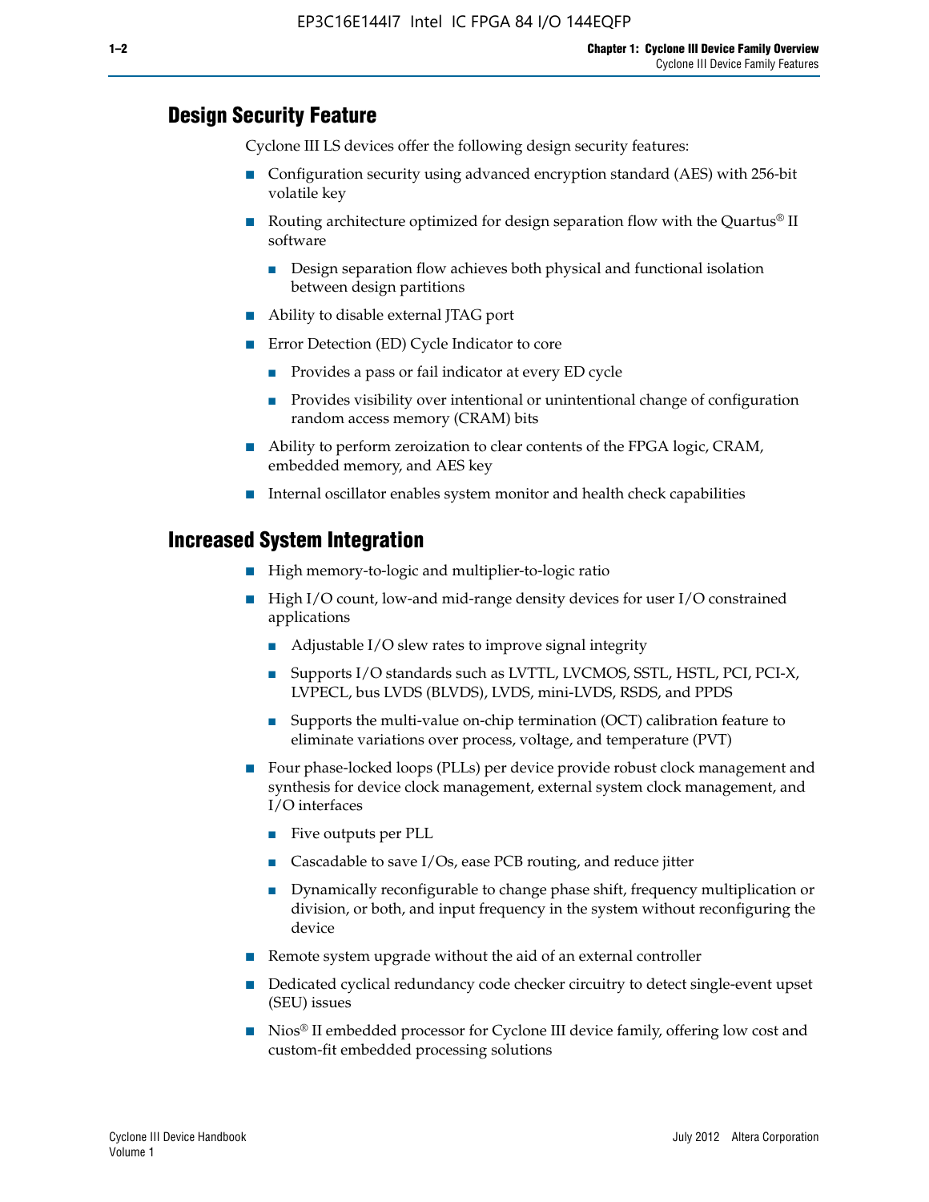## Design Security Feature

Cyclone III LS devices offer the following design security features:

- Configuration security using advanced encryption standard (AES) with 256-bit volatile key
- Routing architecture optimized for design separation flow with the Quartus® II software
  - Design separation flow achieves both physical and functional isolation between design partitions
- Ability to disable external JTAG port
- Error Detection (ED) Cycle Indicator to core
  - Provides a pass or fail indicator at every ED cycle
  - Provides visibility over intentional or unintentional change of configuration random access memory (CRAM) bits
- Ability to perform zeroization to clear contents of the FPGA logic, CRAM, embedded memory, and AES key
- Internal oscillator enables system monitor and health check capabilities

## Increased System Integration

- High memory-to-logic and multiplier-to-logic ratio
- High I/O count, low-and mid-range density devices for user I/O constrained applications
  - Adjustable I/O slew rates to improve signal integrity
  - Supports I/O standards such as LVTTL, LVCMOS, SSTL, HSTL, PCI, PCI-X, LVPECL, bus LVDS (BLVDS), LVDS, mini-LVDS, RSDS, and PPDS
  - Supports the multi-value on-chip termination (OCT) calibration feature to eliminate variations over process, voltage, and temperature (PVT)
- Four phase-locked loops (PLLs) per device provide robust clock management and synthesis for device clock management, external system clock management, and I/O interfaces
  - Five outputs per PLL
  - Cascadable to save I/Os, ease PCB routing, and reduce jitter
  - Dynamically reconfigurable to change phase shift, frequency multiplication or division, or both, and input frequency in the system without reconfiguring the device
- Remote system upgrade without the aid of an external controller
- Dedicated cyclical redundancy code checker circuitry to detect single-event upset (SEU) issues
- Nios® II embedded processor for Cyclone III device family, offering low cost and custom-fit embedded processing solutions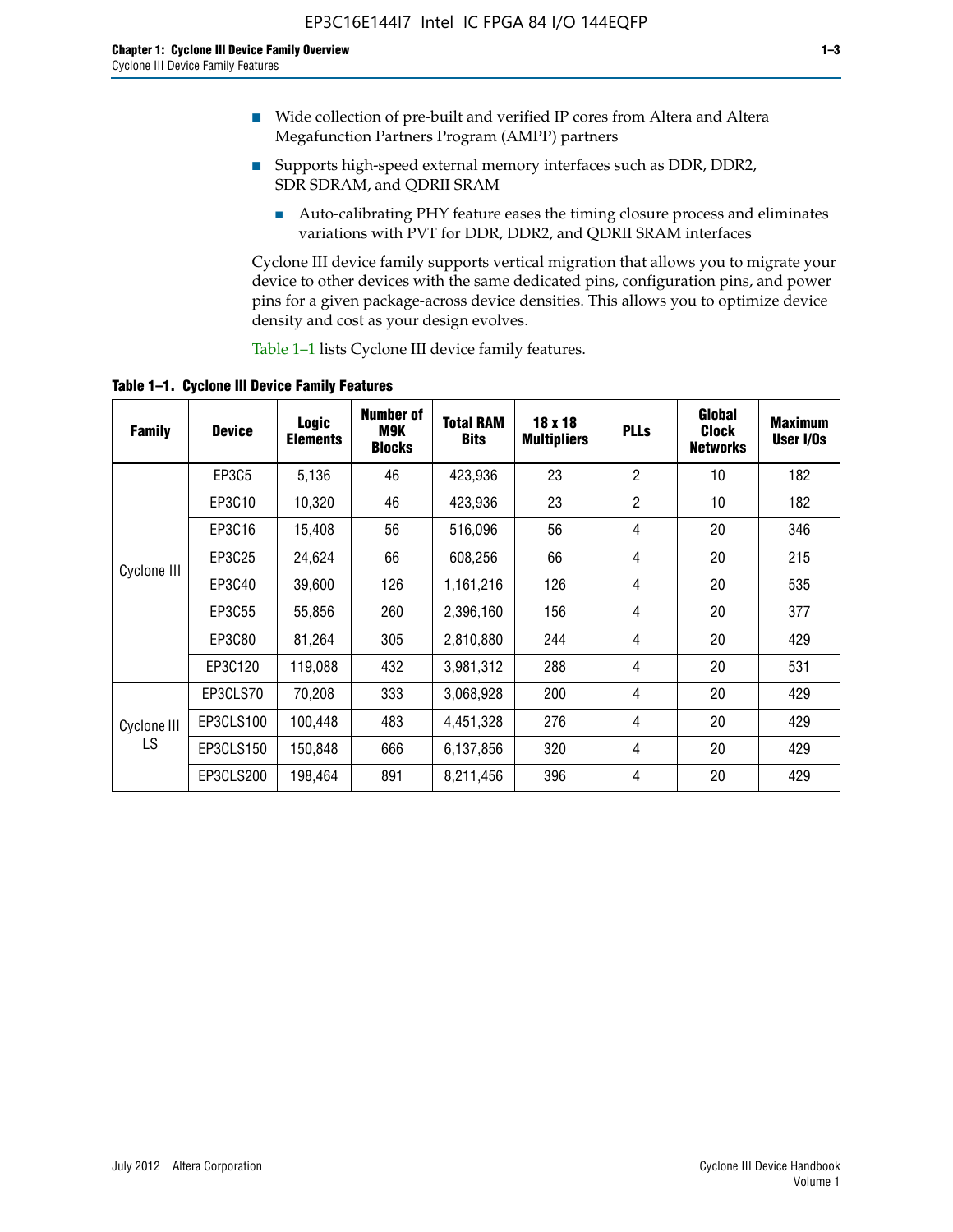- Wide collection of pre-built and verified IP cores from Altera and Altera Megafunction Partners Program (AMPP) partners
- Supports high-speed external memory interfaces such as DDR, DDR2, SDR SDRAM, and QDRII SRAM
  - Auto-calibrating PHY feature eases the timing closure process and eliminates variations with PVT for DDR, DDR2, and QDRII SRAM interfaces

Cyclone III device family supports vertical migration that allows you to migrate your device to other devices with the same dedicated pins, configuration pins, and power pins for a given package-across device densities. This allows you to optimize device density and cost as your design evolves.

Table 1–1 lists Cyclone III device family features.

**Table 1–1. Cyclone III Device Family Features**

| Family | Device | Logic Elements | Number of M9K Blocks | Total RAM Bits | 18 x 18 Multipliers | PLLs | Global Clock Networks | Maximum User I/Os |
|---|---|---|---|---|---|---|---|---|
| Cyclone III | EP3C5 | 5,136 | 46 | 423,936 | 23 | 2 | 10 | 182 |
| | EP3C10 | 10,320 | 46 | 423,936 | 23 | 2 | 10 | 182 |
| | EP3C16 | 15,408 | 56 | 516,096 | 56 | 4 | 20 | 346 |
| | EP3C25 | 24,624 | 66 | 608,256 | 66 | 4 | 20 | 215 |
| | EP3C40 | 39,600 | 126 | 1,161,216 | 126 | 4 | 20 | 535 |
| | EP3C55 | 55,856 | 260 | 2,396,160 | 156 | 4 | 20 | 377 |
| | EP3C80 | 81,264 | 305 | 2,810,880 | 244 | 4 | 20 | 429 |
| | EP3C120 | 119,088 | 432 | 3,981,312 | 288 | 4 | 20 | 531 |
| Cyclone III LS | EP3CLS70 | 70,208 | 333 | 3,068,928 | 200 | 4 | 20 | 429 |
| | EP3CLS100 | 100,448 | 483 | 4,451,328 | 276 | 4 | 20 | 429 |
| | EP3CLS150 | 150,848 | 666 | 6,137,856 | 320 | 4 | 20 | 429 |
| | EP3CLS200 | 198,464 | 891 | 8,211,456 | 396 | 4 | 20 | 429 |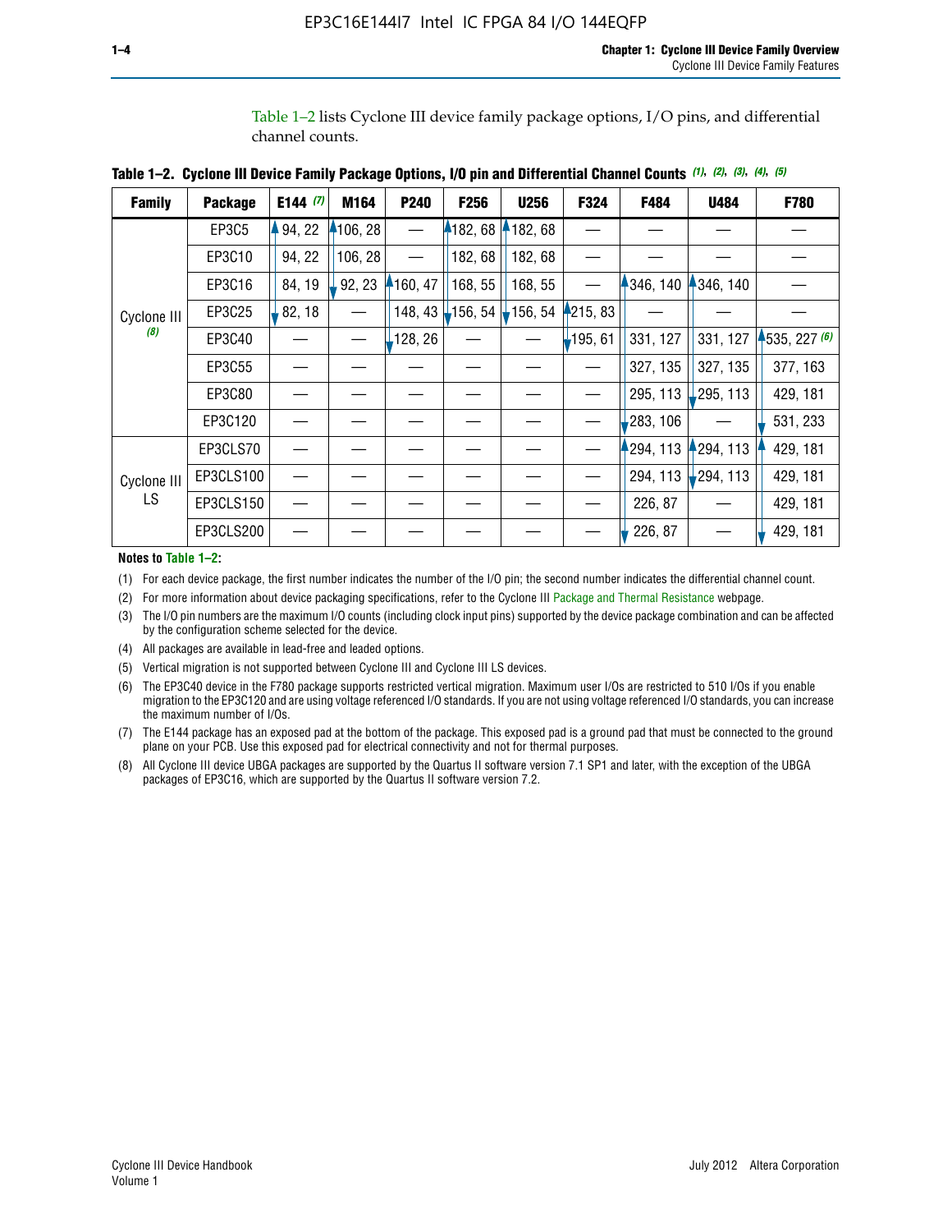Table 1–2 lists Cyclone III device family package options, I/O pins, and differential channel counts.

**Table 1–2. Cyclone III Device Family Package Options, I/O pin and Differential Channel Counts** *(1), (2), (3), (4), (5)*

| Family | Package | E144 *(7)* | M164 | P240 | F256 | U256 | F324 | F484 | U484 | F780 |
|---|---|---|---|---|---|---|---|---|---|---|
| Cyclone III *(8)* | EP3C5 | 94, 22 | 106, 28 | — | 182, 68 | 182, 68 | — | — | — | — |
| | EP3C10 | 94, 22 | 106, 28 | — | 182, 68 | 182, 68 | — | — | — | — |
| | EP3C16 | 84, 19 | 92, 23 | 160, 47 | 168, 55 | 168, 55 | — | 346, 140 | 346, 140 | — |
| | EP3C25 | 82, 18 | — | 148, 43 | 156, 54 | 156, 54 | 215, 83 | — | — | — |
| | EP3C40 | — | — | 128, 26 | — | — | 195, 61 | 331, 127 | 331, 127 | 535, 227 *(6)* |
| | EP3C55 | — | — | — | — | — | — | 327, 135 | 327, 135 | 377, 163 |
| | EP3C80 | — | — | — | — | — | — | 295, 113 | 295, 113 | 429, 181 |
| | EP3C120 | — | — | — | — | — | — | 283, 106 | — | 531, 233 |
| Cyclone III LS | EP3CLS70 | — | — | — | — | — | — | 294, 113 | 294, 113 | 429, 181 |
| | EP3CLS100 | — | — | — | — | — | — | 294, 113 | 294, 113 | 429, 181 |
| | EP3CLS150 | — | — | — | — | — | — | 226, 87 | — | 429, 181 |
| | EP3CLS200 | — | — | — | — | — | — | 226, 87 | — | 429, 181 |

**Notes to Table 1–2:**

(1) For each device package, the first number indicates the number of the I/O pin; the second number indicates the differential channel count.

(2) For more information about device packaging specifications, refer to the Cyclone III Package and Thermal Resistance webpage.

(3) The I/O pin numbers are the maximum I/O counts (including clock input pins) supported by the device package combination and can be affected by the configuration scheme selected for the device.

(4) All packages are available in lead-free and leaded options.

(5) Vertical migration is not supported between Cyclone III and Cyclone III LS devices.

(6) The EP3C40 device in the F780 package supports restricted vertical migration. Maximum user I/Os are restricted to 510 I/Os if you enable migration to the EP3C120 and are using voltage referenced I/O standards. If you are not using voltage referenced I/O standards, you can increase the maximum number of I/Os.

(7) The E144 package has an exposed pad at the bottom of the package. This exposed pad is a ground pad that must be connected to the ground plane on your PCB. Use this exposed pad for electrical connectivity and not for thermal purposes.

(8) All Cyclone III device UBGA packages are supported by the Quartus II software version 7.1 SP1 and later, with the exception of the UBGA packages of EP3C16, which are supported by the Quartus II software version 7.2.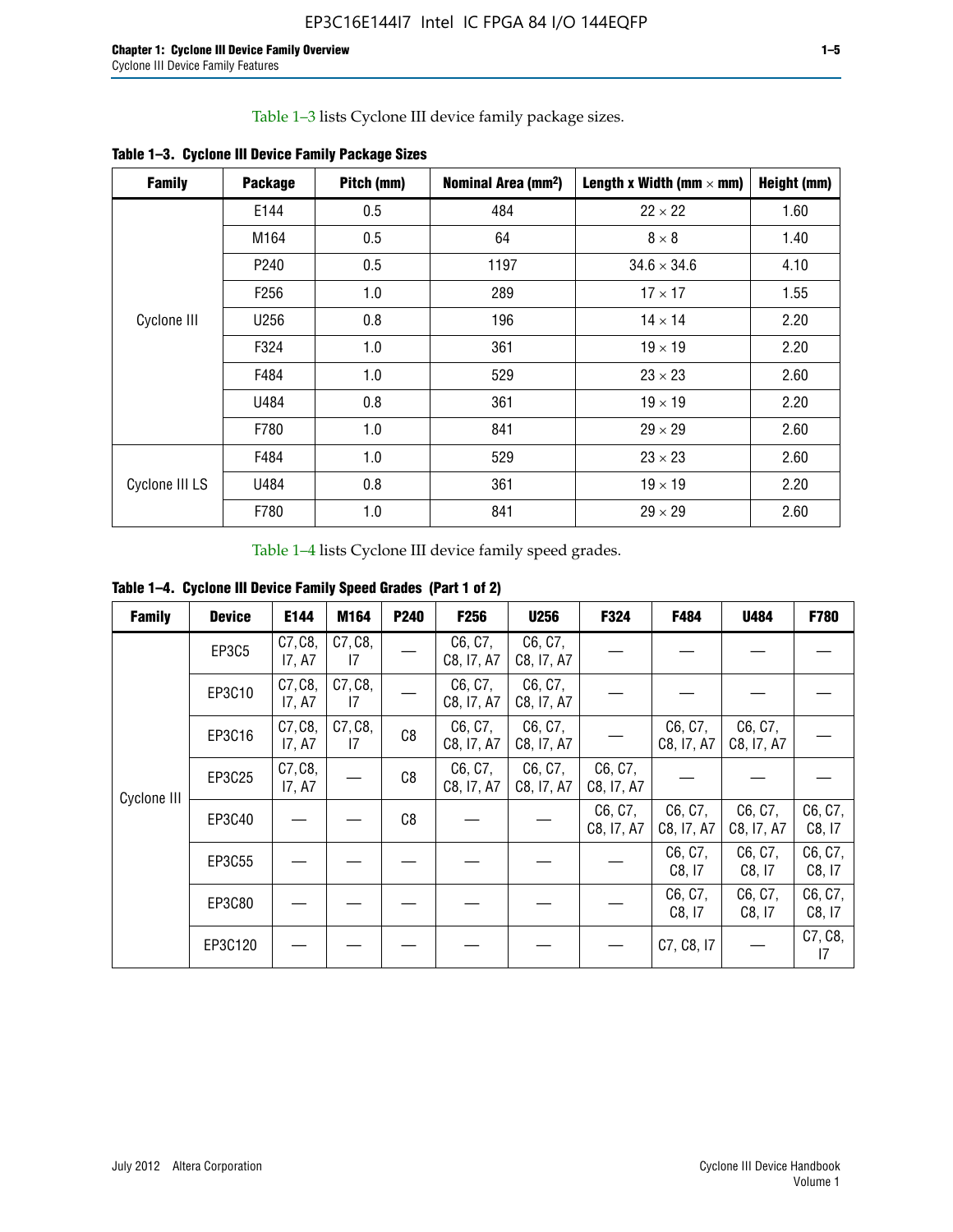Table 1–3 lists Cyclone III device family package sizes.

**Table 1–3. Cyclone III Device Family Package Sizes**

| Family | Package | Pitch (mm) | Nominal Area (mm$^2$) | Length x Width (mm × mm) | Height (mm) |
|---|---|---|---|---|---|
| Cyclone III | E144 | 0.5 | 484 | 22 × 22 | 1.60 |
| | M164 | 0.5 | 64 | 8 × 8 | 1.40 |
| | P240 | 0.5 | 1197 | 34.6 × 34.6 | 4.10 |
| | F256 | 1.0 | 289 | 17 × 17 | 1.55 |
| | U256 | 0.8 | 196 | 14 × 14 | 2.20 |
| | F324 | 1.0 | 361 | 19 × 19 | 2.20 |
| | F484 | 1.0 | 529 | 23 × 23 | 2.60 |
| | U484 | 0.8 | 361 | 19 × 19 | 2.20 |
| | F780 | 1.0 | 841 | 29 × 29 | 2.60 |
| Cyclone III LS | F484 | 1.0 | 529 | 23 × 23 | 2.60 |
| | U484 | 0.8 | 361 | 19 × 19 | 2.20 |
| | F780 | 1.0 | 841 | 29 × 29 | 2.60 |

Table 1–4 lists Cyclone III device family speed grades.

**Table 1–4. Cyclone III Device Family Speed Grades (Part 1 of 2)**

| Family | Device | E144 | M164 | P240 | F256 | U256 | F324 | F484 | U484 | F780 |
|---|---|---|---|---|---|---|---|---|---|---|
| Cyclone III | EP3C5 | C7, C8, I7, A7 | C7, C8, I7 | — | C6, C7, C8, I7, A7 | C6, C7, C8, I7, A7 | — | — | — | — |
| | EP3C10 | C7, C8, I7, A7 | C7, C8, I7 | — | C6, C7, C8, I7, A7 | C6, C7, C8, I7, A7 | — | — | — | — |
| | EP3C16 | C7, C8, I7, A7 | C7, C8, I7 | C8 | C6, C7, C8, I7, A7 | C6, C7, C8, I7, A7 | — | C6, C7, C8, I7, A7 | C6, C7, C8, I7, A7 | — |
| | EP3C25 | C7, C8, I7, A7 | — | C8 | C6, C7, C8, I7, A7 | C6, C7, C8, I7, A7 | C6, C7, C8, I7, A7 | — | — | — |
| | EP3C40 | — | — | C8 | — | — | C6, C7, C8, I7, A7 | C6, C7, C8, I7, A7 | C6, C7, C8, I7, A7 | C6, C7, C8, I7 |
| | EP3C55 | — | — | — | — | — | — | C6, C7, C8, I7 | C6, C7, C8, I7 | C6, C7, C8, I7 |
| | EP3C80 | — | — | — | — | — | — | C6, C7, C8, I7 | C6, C7, C8, I7 | C6, C7, C8, I7 |
| | EP3C120 | — | — | — | — | — | — | C7, C8, I7 | — | C7, C8, I7 |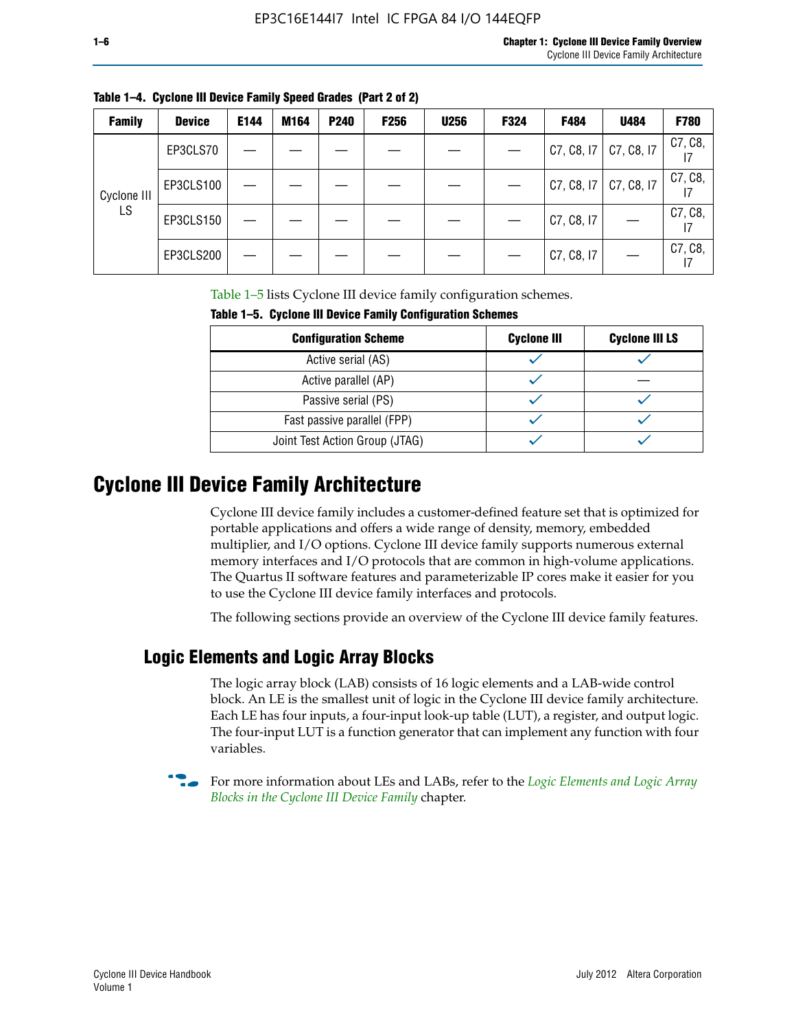**Table 1–4. Cyclone III Device Family Speed Grades (Part 2 of 2)**

| Family | Device | E144 | M164 | P240 | F256 | U256 | F324 | F484 | U484 | F780 |
|---|---|---|---|---|---|---|---|---|---|---|
| Cyclone III LS | EP3CLS70 | — | — | — | — | — | — | C7, C8, I7 | C7, C8, I7 | C7, C8, I7 |
| | EP3CLS100 | — | — | — | — | — | — | C7, C8, I7 | C7, C8, I7 | C7, C8, I7 |
| | EP3CLS150 | — | — | — | — | — | — | C7, C8, I7 | — | C7, C8, I7 |
| | EP3CLS200 | — | — | — | — | — | — | C7, C8, I7 | — | C7, C8, I7 |

Table 1–5 lists Cyclone III device family configuration schemes.

**Table 1–5. Cyclone III Device Family Configuration Schemes**

| Configuration Scheme | Cyclone III | Cyclone III LS |
|---|---|---|
| Active serial (AS) | ✓ | ✓ |
| Active parallel (AP) | ✓ | — |
| Passive serial (PS) | ✓ | ✓ |
| Fast passive parallel (FPP) | ✓ | ✓ |
| Joint Test Action Group (JTAG) | ✓ | ✓ |

# Cyclone III Device Family Architecture

Cyclone III device family includes a customer-defined feature set that is optimized for portable applications and offers a wide range of density, memory, embedded multiplier, and I/O options. Cyclone III device family supports numerous external memory interfaces and I/O protocols that are common in high-volume applications. The Quartus II software features and parameterizable IP cores make it easier for you to use the Cyclone III device family interfaces and protocols.

The following sections provide an overview of the Cyclone III device family features.

## Logic Elements and Logic Array Blocks

The logic array block (LAB) consists of 16 logic elements and a LAB-wide control block. An LE is the smallest unit of logic in the Cyclone III device family architecture. Each LE has four inputs, a four-input look-up table (LUT), a register, and output logic. The four-input LUT is a function generator that can implement any function with four variables.

For more information about LEs and LABs, refer to the *Logic Elements and Logic Array Blocks in the Cyclone III Device Family* chapter.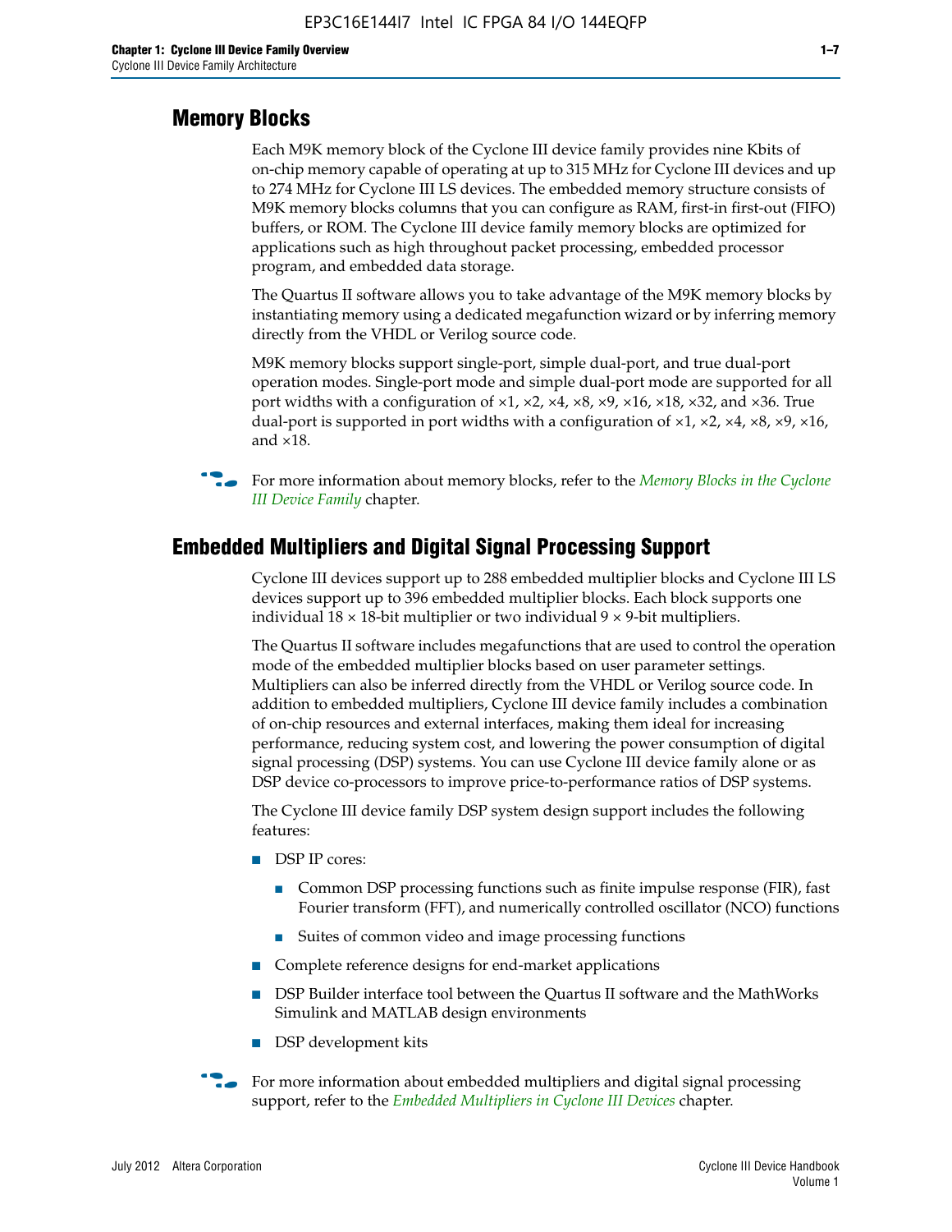## Memory Blocks

Each M9K memory block of the Cyclone III device family provides nine Kbits of on-chip memory capable of operating at up to 315 MHz for Cyclone III devices and up to 274 MHz for Cyclone III LS devices. The embedded memory structure consists of M9K memory blocks columns that you can configure as RAM, first-in first-out (FIFO) buffers, or ROM. The Cyclone III device family memory blocks are optimized for applications such as high throughout packet processing, embedded processor program, and embedded data storage.

The Quartus II software allows you to take advantage of the M9K memory blocks by instantiating memory using a dedicated megafunction wizard or by inferring memory directly from the VHDL or Verilog source code.

M9K memory blocks support single-port, simple dual-port, and true dual-port operation modes. Single-port mode and simple dual-port mode are supported for all port widths with a configuration of ×1, ×2, ×4, ×8, ×9, ×16, ×18, ×32, and ×36. True dual-port is supported in port widths with a configuration of ×1, ×2, ×4, ×8, ×9, ×16, and ×18.

For more information about memory blocks, refer to the *Memory Blocks in the Cyclone III Device Family* chapter.

## Embedded Multipliers and Digital Signal Processing Support

Cyclone III devices support up to 288 embedded multiplier blocks and Cyclone III LS devices support up to 396 embedded multiplier blocks. Each block supports one individual 18 × 18-bit multiplier or two individual 9 × 9-bit multipliers.

The Quartus II software includes megafunctions that are used to control the operation mode of the embedded multiplier blocks based on user parameter settings. Multipliers can also be inferred directly from the VHDL or Verilog source code. In addition to embedded multipliers, Cyclone III device family includes a combination of on-chip resources and external interfaces, making them ideal for increasing performance, reducing system cost, and lowering the power consumption of digital signal processing (DSP) systems. You can use Cyclone III device family alone or as DSP device co-processors to improve price-to-performance ratios of DSP systems.

The Cyclone III device family DSP system design support includes the following features:

- DSP IP cores:
  - Common DSP processing functions such as finite impulse response (FIR), fast Fourier transform (FFT), and numerically controlled oscillator (NCO) functions
  - Suites of common video and image processing functions
- Complete reference designs for end-market applications
- DSP Builder interface tool between the Quartus II software and the MathWorks Simulink and MATLAB design environments
- DSP development kits

For more information about embedded multipliers and digital signal processing support, refer to the *Embedded Multipliers in Cyclone III Devices* chapter.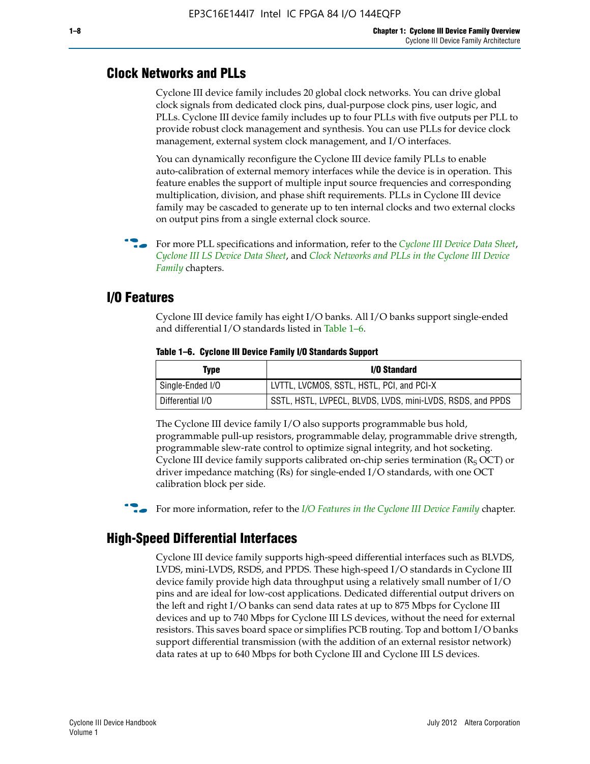## Clock Networks and PLLs

Cyclone III device family includes 20 global clock networks. You can drive global clock signals from dedicated clock pins, dual-purpose clock pins, user logic, and PLLs. Cyclone III device family includes up to four PLLs with five outputs per PLL to provide robust clock management and synthesis. You can use PLLs for device clock management, external system clock management, and I/O interfaces.

You can dynamically reconfigure the Cyclone III device family PLLs to enable auto-calibration of external memory interfaces while the device is in operation. This feature enables the support of multiple input source frequencies and corresponding multiplication, division, and phase shift requirements. PLLs in Cyclone III device family may be cascaded to generate up to ten internal clocks and two external clocks on output pins from a single external clock source.

For more PLL specifications and information, refer to the *Cyclone III Device Data Sheet*, *Cyclone III LS Device Data Sheet*, and *Clock Networks and PLLs in the Cyclone III Device Family* chapters.

## I/O Features

Cyclone III device family has eight I/O banks. All I/O banks support single-ended and differential I/O standards listed in Table 1–6.

**Table 1–6. Cyclone III Device Family I/O Standards Support**

| Type | I/O Standard |
|---|---|
| Single-Ended I/O | LVTTL, LVCMOS, SSTL, HSTL, PCI, and PCI-X |
| Differential I/O | SSTL, HSTL, LVPECL, BLVDS, LVDS, mini-LVDS, RSDS, and PPDS |

The Cyclone III device family I/O also supports programmable bus hold, programmable pull-up resistors, programmable delay, programmable drive strength, programmable slew-rate control to optimize signal integrity, and hot socketing. Cyclone III device family supports calibrated on-chip series termination ($R_S$ OCT) or driver impedance matching (Rs) for single-ended I/O standards, with one OCT calibration block per side.

For more information, refer to the *I/O Features in the Cyclone III Device Family* chapter.

## High-Speed Differential Interfaces

Cyclone III device family supports high-speed differential interfaces such as BLVDS, LVDS, mini-LVDS, RSDS, and PPDS. These high-speed I/O standards in Cyclone III device family provide high data throughput using a relatively small number of I/O pins and are ideal for low-cost applications. Dedicated differential output drivers on the left and right I/O banks can send data rates at up to 875 Mbps for Cyclone III devices and up to 740 Mbps for Cyclone III LS devices, without the need for external resistors. This saves board space or simplifies PCB routing. Top and bottom I/O banks support differential transmission (with the addition of an external resistor network) data rates at up to 640 Mbps for both Cyclone III and Cyclone III LS devices.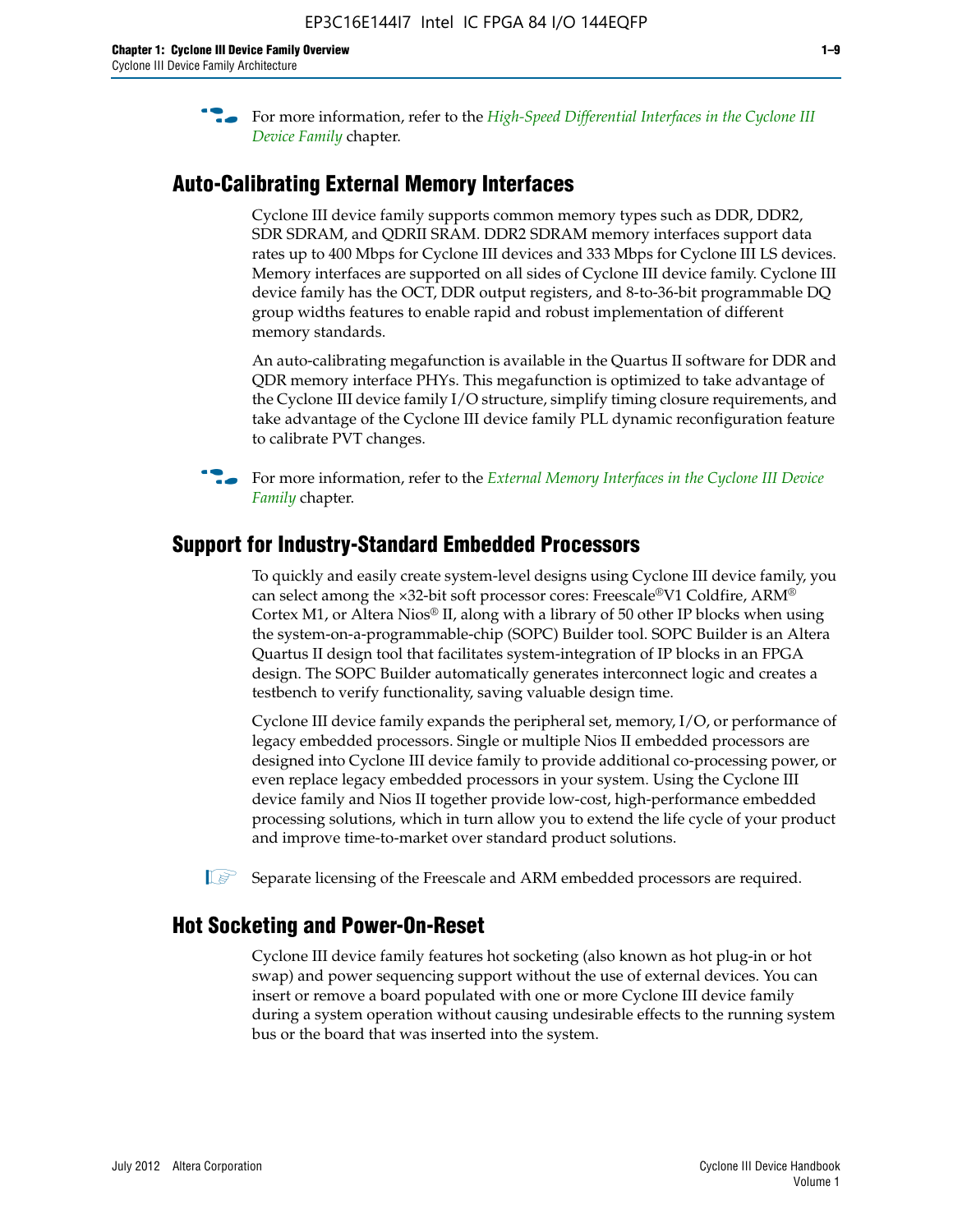For more information, refer to the *High-Speed Differential Interfaces in the Cyclone III Device Family* chapter.

## Auto-Calibrating External Memory Interfaces

Cyclone III device family supports common memory types such as DDR, DDR2, SDR SDRAM, and QDRII SRAM. DDR2 SDRAM memory interfaces support data rates up to 400 Mbps for Cyclone III devices and 333 Mbps for Cyclone III LS devices. Memory interfaces are supported on all sides of Cyclone III device family. Cyclone III device family has the OCT, DDR output registers, and 8-to-36-bit programmable DQ group widths features to enable rapid and robust implementation of different memory standards.

An auto-calibrating megafunction is available in the Quartus II software for DDR and QDR memory interface PHYs. This megafunction is optimized to take advantage of the Cyclone III device family I/O structure, simplify timing closure requirements, and take advantage of the Cyclone III device family PLL dynamic reconfiguration feature to calibrate PVT changes.

For more information, refer to the *External Memory Interfaces in the Cyclone III Device Family* chapter.

## Support for Industry-Standard Embedded Processors

To quickly and easily create system-level designs using Cyclone III device family, you can select among the ×32-bit soft processor cores: Freescale®V1 Coldfire, ARM® Cortex M1, or Altera Nios® II, along with a library of 50 other IP blocks when using the system-on-a-programmable-chip (SOPC) Builder tool. SOPC Builder is an Altera Quartus II design tool that facilitates system-integration of IP blocks in an FPGA design. The SOPC Builder automatically generates interconnect logic and creates a testbench to verify functionality, saving valuable design time.

Cyclone III device family expands the peripheral set, memory, I/O, or performance of legacy embedded processors. Single or multiple Nios II embedded processors are designed into Cyclone III device family to provide additional co-processing power, or even replace legacy embedded processors in your system. Using the Cyclone III device family and Nios II together provide low-cost, high-performance embedded processing solutions, which in turn allow you to extend the life cycle of your product and improve time-to-market over standard product solutions.

Separate licensing of the Freescale and ARM embedded processors are required.

## Hot Socketing and Power-On-Reset

Cyclone III device family features hot socketing (also known as hot plug-in or hot swap) and power sequencing support without the use of external devices. You can insert or remove a board populated with one or more Cyclone III device family during a system operation without causing undesirable effects to the running system bus or the board that was inserted into the system.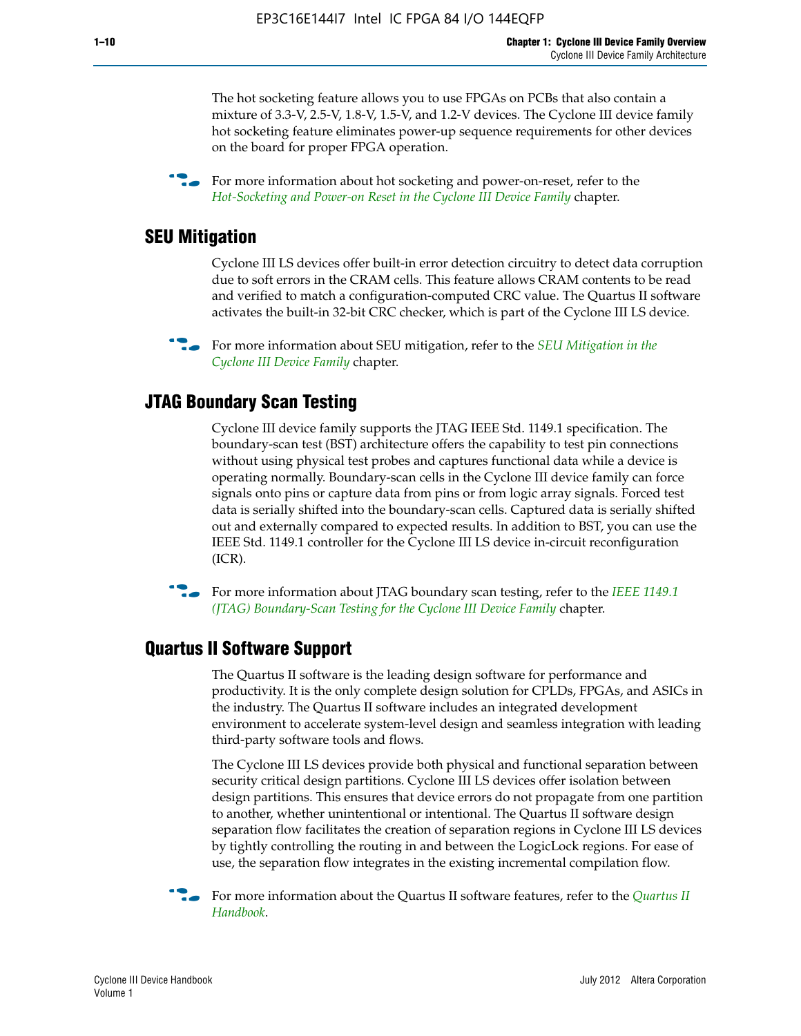The hot socketing feature allows you to use FPGAs on PCBs that also contain a mixture of 3.3-V, 2.5-V, 1.8-V, 1.5-V, and 1.2-V devices. The Cyclone III device family hot socketing feature eliminates power-up sequence requirements for other devices on the board for proper FPGA operation.

For more information about hot socketing and power-on-reset, refer to the *Hot-Socketing and Power-on Reset in the Cyclone III Device Family* chapter.

## SEU Mitigation

Cyclone III LS devices offer built-in error detection circuitry to detect data corruption due to soft errors in the CRAM cells. This feature allows CRAM contents to be read and verified to match a configuration-computed CRC value. The Quartus II software activates the built-in 32-bit CRC checker, which is part of the Cyclone III LS device.

For more information about SEU mitigation, refer to the *SEU Mitigation in the Cyclone III Device Family* chapter.

## JTAG Boundary Scan Testing

Cyclone III device family supports the JTAG IEEE Std. 1149.1 specification. The boundary-scan test (BST) architecture offers the capability to test pin connections without using physical test probes and captures functional data while a device is operating normally. Boundary-scan cells in the Cyclone III device family can force signals onto pins or capture data from pins or from logic array signals. Forced test data is serially shifted into the boundary-scan cells. Captured data is serially shifted out and externally compared to expected results. In addition to BST, you can use the IEEE Std. 1149.1 controller for the Cyclone III LS device in-circuit reconfiguration (ICR).

For more information about JTAG boundary scan testing, refer to the *IEEE 1149.1 (JTAG) Boundary-Scan Testing for the Cyclone III Device Family* chapter.

## Quartus II Software Support

The Quartus II software is the leading design software for performance and productivity. It is the only complete design solution for CPLDs, FPGAs, and ASICs in the industry. The Quartus II software includes an integrated development environment to accelerate system-level design and seamless integration with leading third-party software tools and flows.

The Cyclone III LS devices provide both physical and functional separation between security critical design partitions. Cyclone III LS devices offer isolation between design partitions. This ensures that device errors do not propagate from one partition to another, whether unintentional or intentional. The Quartus II software design separation flow facilitates the creation of separation regions in Cyclone III LS devices by tightly controlling the routing in and between the LogicLock regions. For ease of use, the separation flow integrates in the existing incremental compilation flow.

For more information about the Quartus II software features, refer to the *Quartus II Handbook*.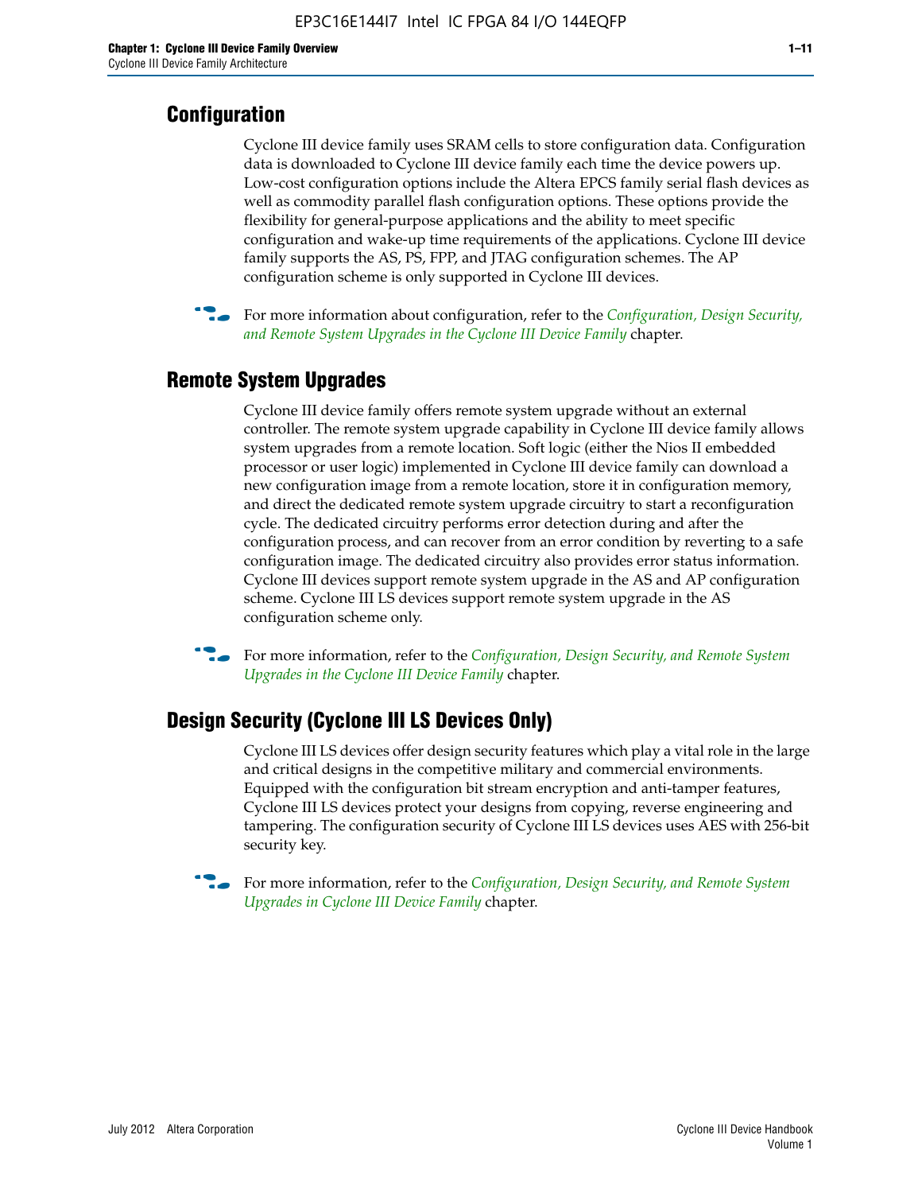## Configuration

Cyclone III device family uses SRAM cells to store configuration data. Configuration data is downloaded to Cyclone III device family each time the device powers up. Low-cost configuration options include the Altera EPCS family serial flash devices as well as commodity parallel flash configuration options. These options provide the flexibility for general-purpose applications and the ability to meet specific configuration and wake-up time requirements of the applications. Cyclone III device family supports the AS, PS, FPP, and JTAG configuration schemes. The AP configuration scheme is only supported in Cyclone III devices.

For more information about configuration, refer to the *Configuration, Design Security, and Remote System Upgrades in the Cyclone III Device Family* chapter.

## Remote System Upgrades

Cyclone III device family offers remote system upgrade without an external controller. The remote system upgrade capability in Cyclone III device family allows system upgrades from a remote location. Soft logic (either the Nios II embedded processor or user logic) implemented in Cyclone III device family can download a new configuration image from a remote location, store it in configuration memory, and direct the dedicated remote system upgrade circuitry to start a reconfiguration cycle. The dedicated circuitry performs error detection during and after the configuration process, and can recover from an error condition by reverting to a safe configuration image. The dedicated circuitry also provides error status information. Cyclone III devices support remote system upgrade in the AS and AP configuration scheme. Cyclone III LS devices support remote system upgrade in the AS configuration scheme only.

For more information, refer to the *Configuration, Design Security, and Remote System Upgrades in the Cyclone III Device Family* chapter.

## Design Security (Cyclone III LS Devices Only)

Cyclone III LS devices offer design security features which play a vital role in the large and critical designs in the competitive military and commercial environments. Equipped with the configuration bit stream encryption and anti-tamper features, Cyclone III LS devices protect your designs from copying, reverse engineering and tampering. The configuration security of Cyclone III LS devices uses AES with 256-bit security key.

For more information, refer to the *Configuration, Design Security, and Remote System Upgrades in Cyclone III Device Family* chapter.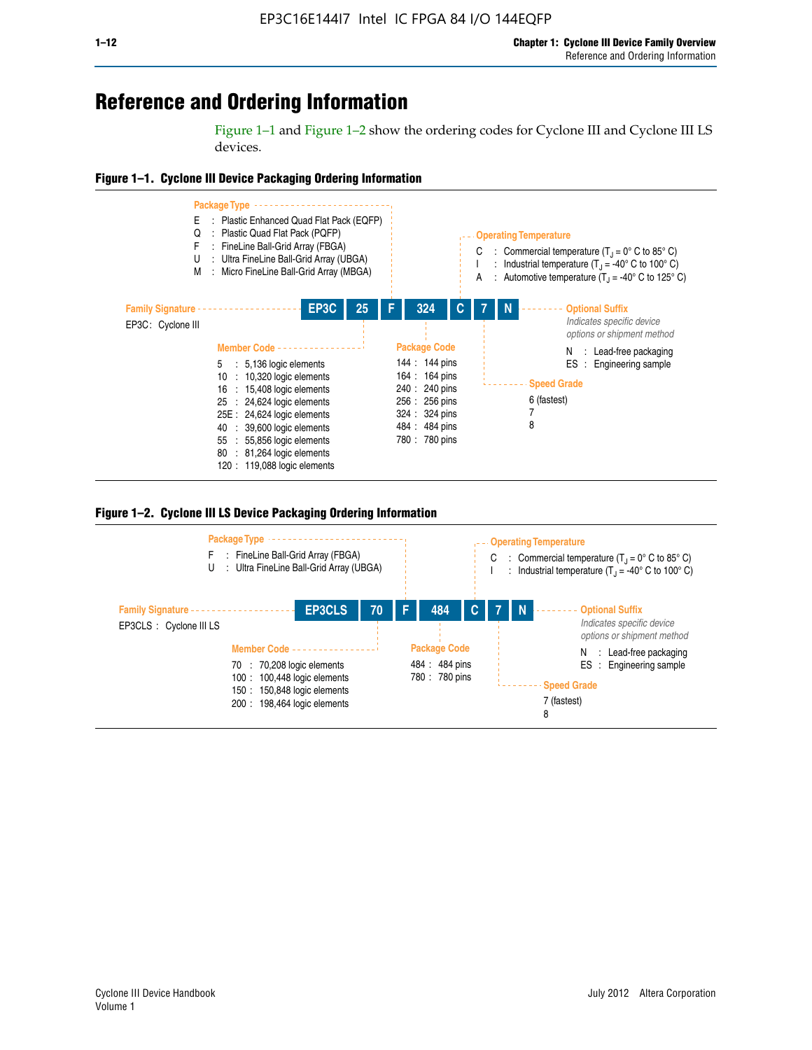# Reference and Ordering Information

Figure 1–1 and Figure 1–2 show the ordering codes for Cyclone III and Cyclone III LS devices.

**Figure 1–1. Cyclone III Device Packaging Ordering Information**

EP3C | 25 | F | 324 | C | 7 | N

**Family Signature**

EP3C : Cyclone III

**Member Code**

- 5 : 5,136 logic elements
- 10 : 10,320 logic elements
- 16 : 15,408 logic elements
- 25 : 24,624 logic elements
- 25E : 24,624 logic elements
- 40 : 39,600 logic elements
- 55 : 55,856 logic elements
- 80 : 81,264 logic elements
- 120 : 119,088 logic elements

**Package Type**

- E : Plastic Enhanced Quad Flat Pack (EQFP)
- Q : Plastic Quad Flat Pack (PQFP)
- F : FineLine Ball-Grid Array (FBGA)
- U : Ultra FineLine Ball-Grid Array (UBGA)
- M : Micro FineLine Ball-Grid Array (MBGA)

**Package Code**

- 144 : 144 pins
- 164 : 164 pins
- 240 : 240 pins
- 256 : 256 pins
- 324 : 324 pins
- 484 : 484 pins
- 780 : 780 pins

**Operating Temperature**

- C : Commercial temperature ($T_J$ = 0° C to 85° C)
- I : Industrial temperature ($T_J$ = -40° C to 100° C)
- A : Automotive temperature ($T_J$ = -40° C to 125° C)

**Speed Grade**

- 6 (fastest)
- 7
- 8

**Optional Suffix**

*Indicates specific device options or shipment method*

- N : Lead-free packaging
- ES : Engineering sample

**Figure 1–2. Cyclone III LS Device Packaging Ordering Information**

EP3CLS | 70 | F | 484 | C | 7 | N

**Family Signature**

EP3CLS : Cyclone III LS

**Member Code**

- 70 : 70,208 logic elements
- 100 : 100,448 logic elements
- 150 : 150,848 logic elements
- 200 : 198,464 logic elements

**Package Type**

- F : FineLine Ball-Grid Array (FBGA)
- U : Ultra FineLine Ball-Grid Array (UBGA)

**Package Code**

- 484 : 484 pins
- 780 : 780 pins

**Operating Temperature**

- C : Commercial temperature ($T_J$ = 0° C to 85° C)
- I : Industrial temperature ($T_J$ = -40° C to 100° C)

**Speed Grade**

- 7 (fastest)
- 8

**Optional Suffix**

*Indicates specific device options or shipment method*

- N : Lead-free packaging
- ES : Engineering sample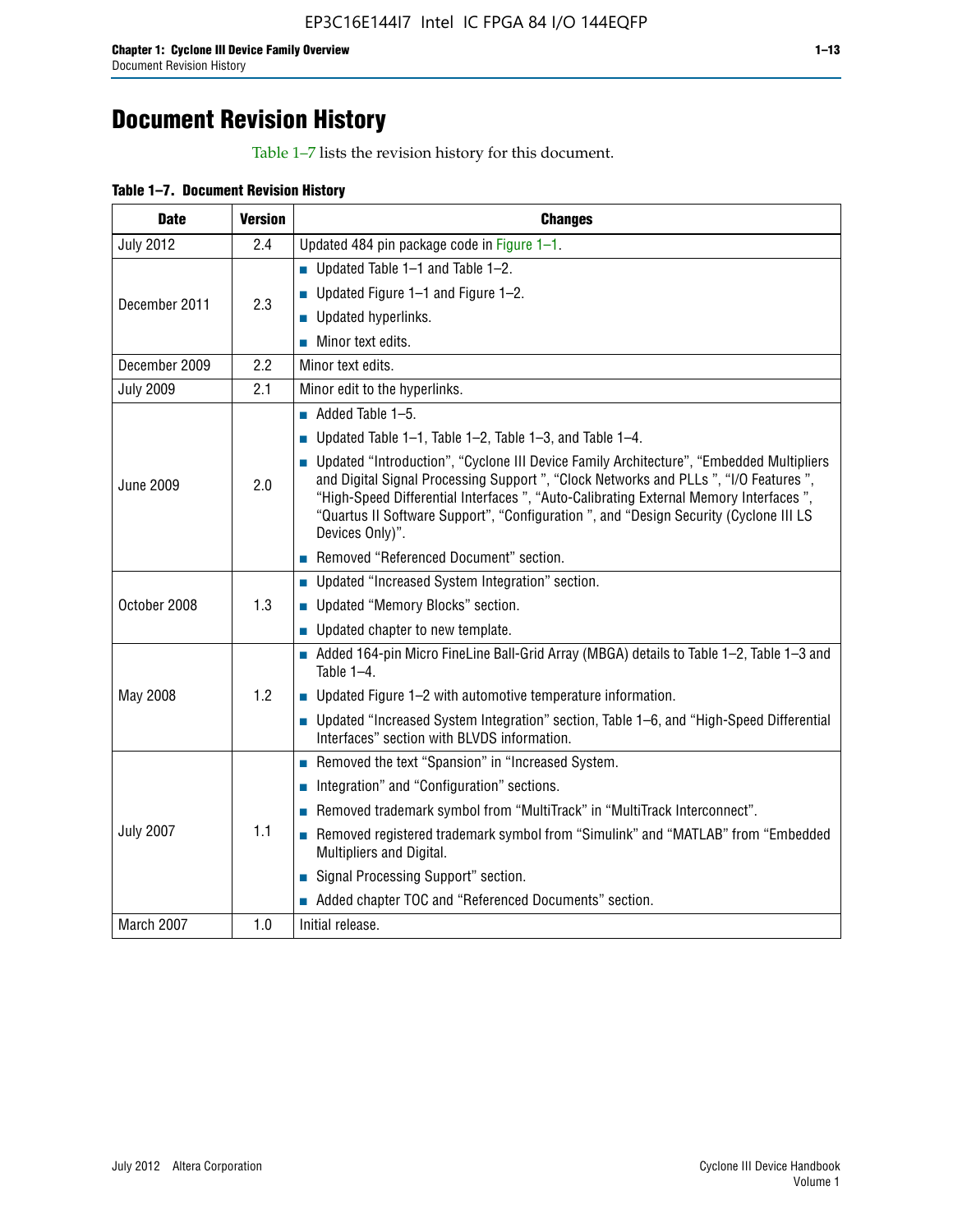# Document Revision History

Table 1–7 lists the revision history for this document.

**Table 1–7. Document Revision History**

| Date | Version | Changes |
|---|---|---|
| July 2012 | 2.4 | Updated 484 pin package code in Figure 1–1. |
| December 2011 | 2.3 | ■ Updated Table 1–1 and Table 1–2. ■ Updated Figure 1–1 and Figure 1–2. ■ Updated hyperlinks. ■ Minor text edits. |
| December 2009 | 2.2 | Minor text edits. |
| July 2009 | 2.1 | Minor edit to the hyperlinks. |
| June 2009 | 2.0 | ■ Added Table 1–5. ■ Updated Table 1–1, Table 1–2, Table 1–3, and Table 1–4. ■ Updated "Introduction", "Cyclone III Device Family Architecture", "Embedded Multipliers and Digital Signal Processing Support ", "Clock Networks and PLLs ", "I/O Features ", "High-Speed Differential Interfaces ", "Auto-Calibrating External Memory Interfaces ", "Quartus II Software Support", "Configuration ", and "Design Security (Cyclone III LS Devices Only)". ■ Removed "Referenced Document" section. |
| October 2008 | 1.3 | ■ Updated "Increased System Integration" section. ■ Updated "Memory Blocks" section. ■ Updated chapter to new template. |
| May 2008 | 1.2 | ■ Added 164-pin Micro FineLine Ball-Grid Array (MBGA) details to Table 1–2, Table 1–3 and Table 1–4. ■ Updated Figure 1–2 with automotive temperature information. ■ Updated "Increased System Integration" section, Table 1–6, and "High-Speed Differential Interfaces" section with BLVDS information. |
| July 2007 | 1.1 | ■ Removed the text "Spansion" in "Increased System. ■ Integration" and "Configuration" sections. ■ Removed trademark symbol from "MultiTrack" in "MultiTrack Interconnect". ■ Removed registered trademark symbol from "Simulink" and "MATLAB" from "Embedded Multipliers and Digital. ■ Signal Processing Support" section. ■ Added chapter TOC and "Referenced Documents" section. |
| March 2007 | 1.0 | Initial release. |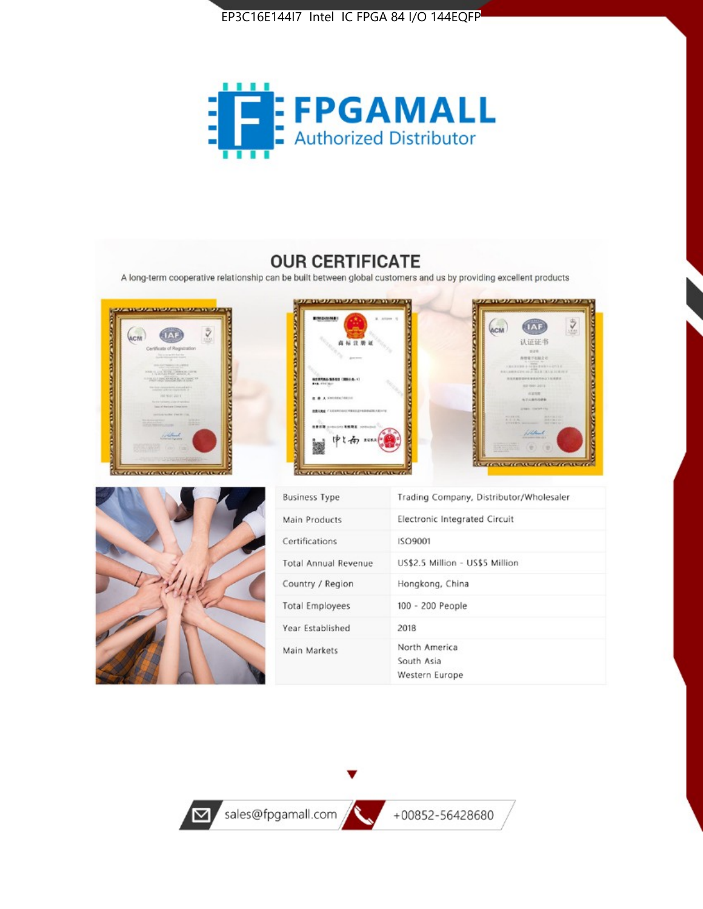FPGAMALL
Authorized Distributor

## OUR CERTIFICATE

A long-term cooperative relationship can be built between global customers and us by providing excellent products

| | |
|---|---|
| Business Type | Trading Company, Distributor/Wholesaler |
| Main Products | Electronic Integrated Circuit |
| Certifications | ISO9001 |
| Total Annual Revenue | US$2.5 Million - US$5 Million |
| Country / Region | Hongkong, China |
| Total Employees | 100 - 200 People |
| Year Established | 2018 |
| Main Markets | North America<br>South Asia<br>Western Europe |

sales@fpgamall.com

+00852-56428680